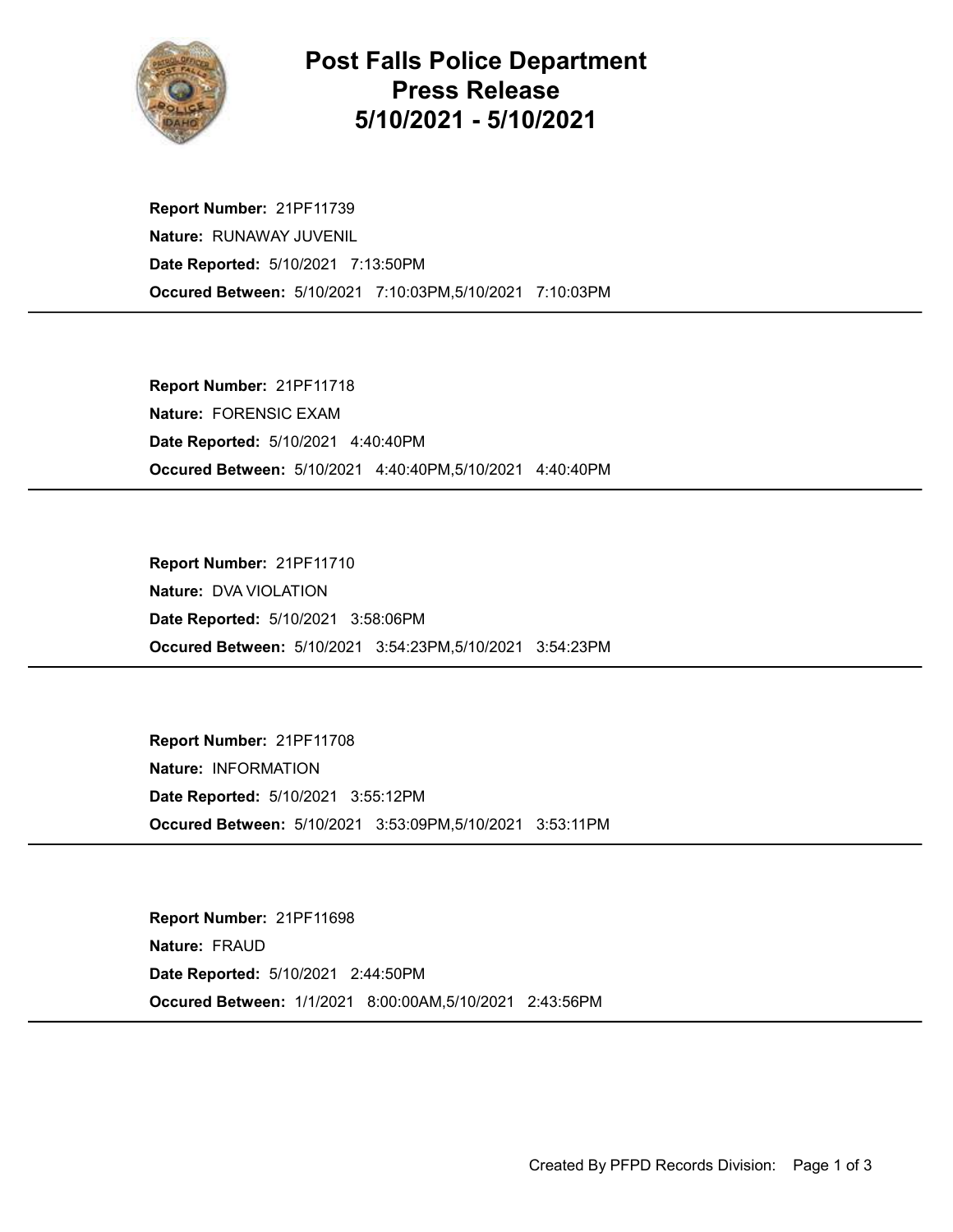# Post Falls Police Department Press Release 5/10/2021 - 5/10/2021

**Report Number:** 21PF11739
**Nature:** RUNAWAY JUVENIL
**Date Reported:** 5/10/2021 7:13:50PM
**Occured Between:** 5/10/2021 7:10:03PM,5/10/2021 7:10:03PM

---

**Report Number:** 21PF11718
**Nature:** FORENSIC EXAM
**Date Reported:** 5/10/2021 4:40:40PM
**Occured Between:** 5/10/2021 4:40:40PM,5/10/2021 4:40:40PM

---

**Report Number:** 21PF11710
**Nature:** DVA VIOLATION
**Date Reported:** 5/10/2021 3:58:06PM
**Occured Between:** 5/10/2021 3:54:23PM,5/10/2021 3:54:23PM

---

**Report Number:** 21PF11708
**Nature:** INFORMATION
**Date Reported:** 5/10/2021 3:55:12PM
**Occured Between:** 5/10/2021 3:53:09PM,5/10/2021 3:53:11PM

---

**Report Number:** 21PF11698
**Nature:** FRAUD
**Date Reported:** 5/10/2021 2:44:50PM
**Occured Between:** 1/1/2021 8:00:00AM,5/10/2021 2:43:56PM

---

Created By PFPD Records Division: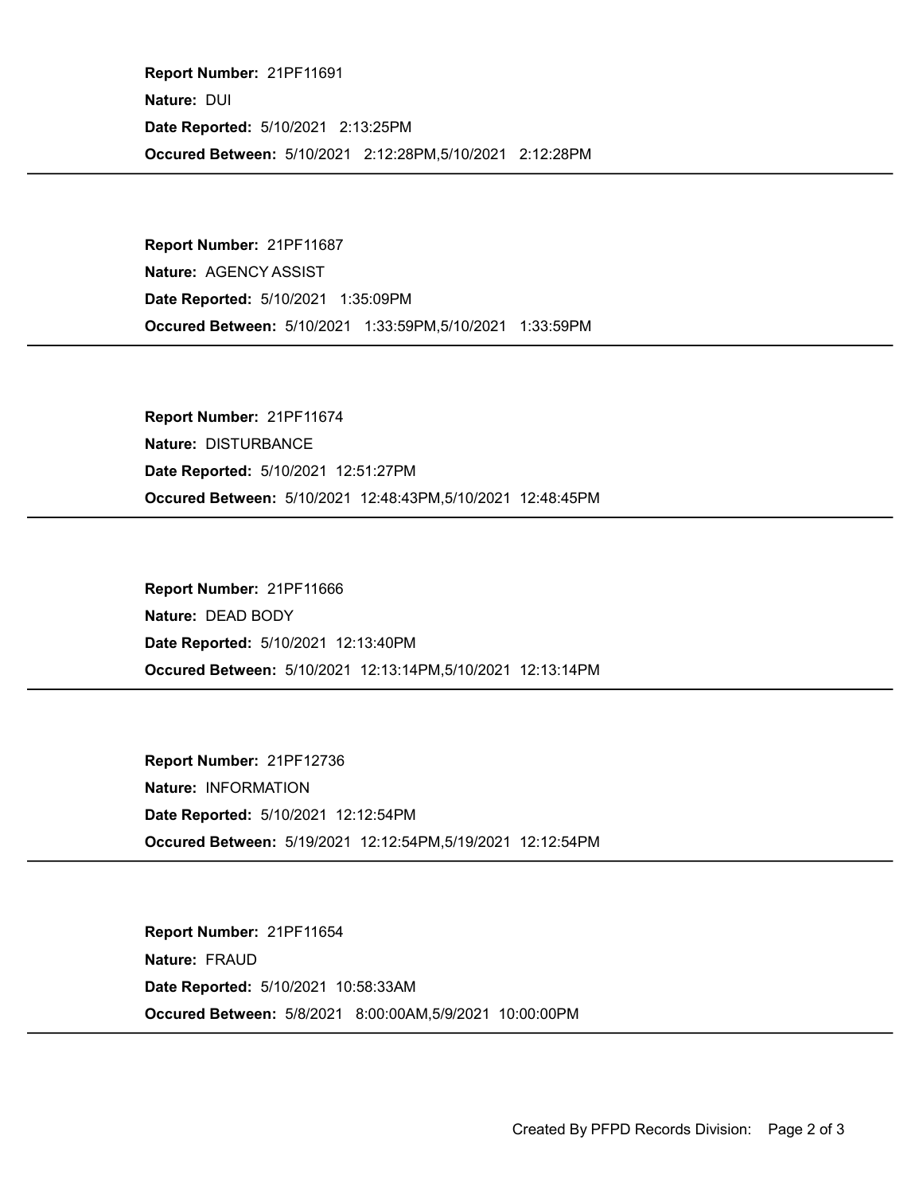**Report Number:** 21PF11691

**Nature:** DUI

**Date Reported:** 5/10/2021 2:13:25PM

**Occured Between:** 5/10/2021 2:12:28PM,5/10/2021 2:12:28PM

---

**Report Number:** 21PF11687

**Nature:** AGENCY ASSIST

**Date Reported:** 5/10/2021 1:35:09PM

**Occured Between:** 5/10/2021 1:33:59PM,5/10/2021 1:33:59PM

---

**Report Number:** 21PF11674

**Nature:** DISTURBANCE

**Date Reported:** 5/10/2021 12:51:27PM

**Occured Between:** 5/10/2021 12:48:43PM,5/10/2021 12:48:45PM

---

**Report Number:** 21PF11666

**Nature:** DEAD BODY

**Date Reported:** 5/10/2021 12:13:40PM

**Occured Between:** 5/10/2021 12:13:14PM,5/10/2021 12:13:14PM

---

**Report Number:** 21PF12736

**Nature:** INFORMATION

**Date Reported:** 5/10/2021 12:12:54PM

**Occured Between:** 5/19/2021 12:12:54PM,5/19/2021 12:12:54PM

---

**Report Number:** 21PF11654

**Nature:** FRAUD

**Date Reported:** 5/10/2021 10:58:33AM

**Occured Between:** 5/8/2021 8:00:00AM,5/9/2021 10:00:00PM

---

Created By PFPD Records Division: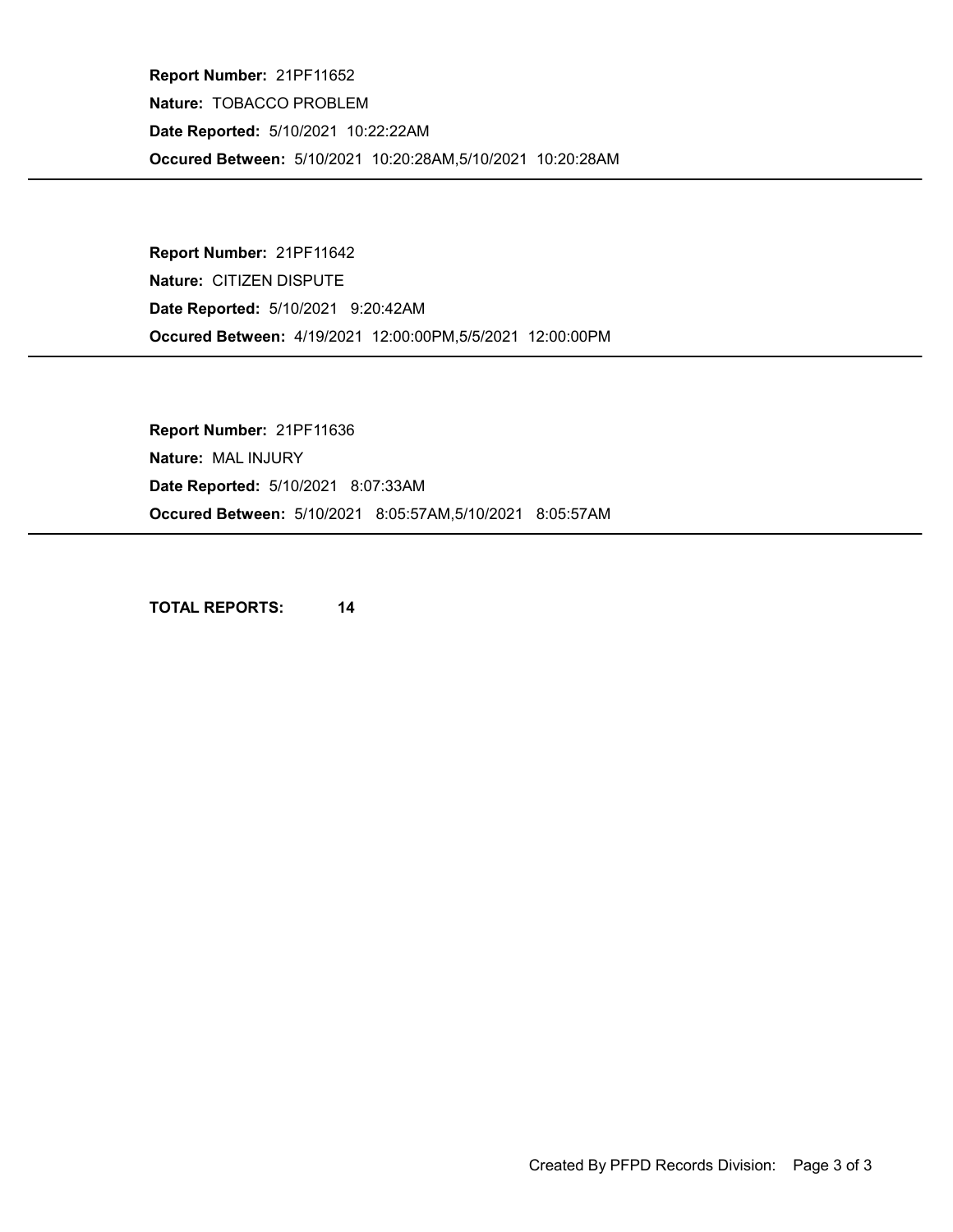**Report Number:** 21PF11652
**Nature:** TOBACCO PROBLEM
**Date Reported:** 5/10/2021 10:22:22AM
**Occured Between:** 5/10/2021 10:20:28AM,5/10/2021 10:20:28AM

---

**Report Number:** 21PF11642
**Nature:** CITIZEN DISPUTE
**Date Reported:** 5/10/2021 9:20:42AM
**Occured Between:** 4/19/2021 12:00:00PM,5/5/2021 12:00:00PM

---

**Report Number:** 21PF11636
**Nature:** MAL INJURY
**Date Reported:** 5/10/2021 8:07:33AM
**Occured Between:** 5/10/2021 8:05:57AM,5/10/2021 8:05:57AM

---

**TOTAL REPORTS: 14**